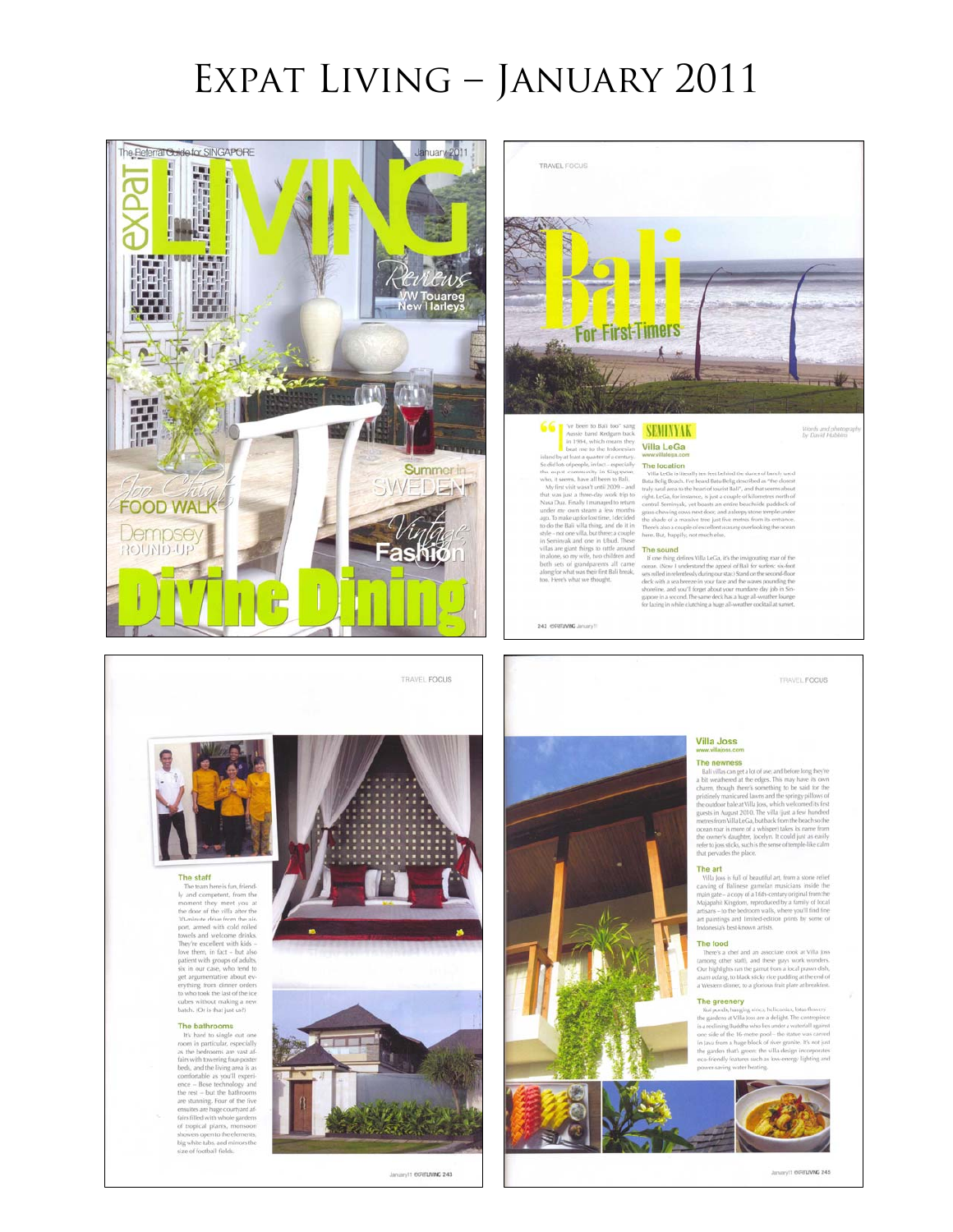# Expat Living – January 2011

The Referral Guide for SINGAPORE

January 2011

# expat LIVING

Reviews
VW Touareg
New Harleys

Summer in SWEDEN

Joo Chiat FOOD WALK

Dempsey ROUND-UP

Vintage Fashion

Divine Dining

---

TRAVEL FOCUS

# Bali
## For First-Timers

Words and photography by David Hobbins

"I've been to Bali too" sang Aussie band Redgum back in 1984, which means they beat me to the Indonesian island by at least a quarter of a century. So did lots of people, in fact – especially the expat community in Singapore, who, it seems, have all been to Bali.

My first visit wasn't until 2009 – and that was just a three-day work trip to Nusa Dua. Finally I managed to return under my own steam a few months ago. To make up for lost time, I decided to do the Bali villa thing, and do it in style – not one villa, but three: a couple in Seminyak and one in Ubud. These villas are giant things to rattle around in alone, so my wife, two children and both sets of grandparents all came along for what was their first Bali break, too. Here's what we thought.

### SEMINYAK

### Villa LeGa
www.villalega.com

#### The location

Villa LeGa is literally ten feet behind the stretch of beach used Batu Belig Beach. I've heard Batu Belig described as "the closest truly rural area to the heart of tourist Bali", and that seems about right. LeGa, for instance, is just a couple of kilometres north of central Seminyak, yet boasts an entire beachside paddock of grass-chewing cows next door, and a sleepy stone temple under the shade of a massive tree just five metres from its entrance. There's also a couple of excellent warung overlooking the ocean here. But, happily, not much else.

#### The sound

If one thing defines Villa LeGa, it's the invigorating roar of the ocean. (Now I understand the appeal of Bali for surfers: six-foot sets rolled in relentlessly during our stay.) Stand on the second-floor deck with a sea breeze in your face and the waves pounding the shoreline, and you'll forget about your mundane day job in Singapore in a second. The same deck has a huge all-weather lounge for lazing in while clutching a huge all-weather cocktail at sunset.

---

TRAVEL FOCUS

#### The staff

The team here is fun, friendly and competent, from the moment they meet you at the door of the villa after the 30-minute drive from the airport, armed with cold rolled towels and welcome drinks. They're excellent with kids – love them, in fact – but also patient with groups of adults, six in our case, who tend to get argumentative about everything from dinner orders to who took the last of the ice cubes without making a new batch. (Or is that just us?)

#### The bathrooms

It's hard to single out one room in particular, especially as the bedrooms are vast affairs with towering four-poster beds, and the living area is as comfortable as you'll experience – Bose technology and the rest – but the bathrooms are stunning. Four of the five ensuites are huge courtyard affairs filled with whole gardens of tropical plants, monsoon showers open to the elements, big white tubs and mirrors the size of football fields.

---

TRAVEL FOCUS

### Villa Joss
www.villajoss.com

#### The newness

Bali villas can get a lot of use, and before long they're a bit weathered at the edges. This may have its own charm, though there's something to be said for the pristinely manicured lawns and the springy pillows of the outdoor bale at Villa Joss, which welcomed its first guests in August 2010. The villa (just a few hundred metres from Villa LeGa, but back from the beach so the ocean roar is more of a whisper) takes its name from the owner's daughter, Jocelyn. It could just as easily refer to joss sticks, such is the sense of temple-like calm that pervades the place.

#### The art

Villa Joss is full of beautiful art, from a stone relief carving of Balinese gamelan musicians inside the main gate – a copy of a 14th-century original from the Majapahit Kingdom, reproduced by a family of local artisans – to the bedroom walls, where you'll find fine art paintings and limited-edition prints by some of Indonesia's best-known artists.

#### The food

There's a chef and an associate cook at Villa Joss (among other staff), and these guys work wonders. Our highlights ran the gamut from a local prawn dish, asam udang, to black sticky rice pudding at the end of a Western dinner, to a glorious fruit plate at breakfast.

#### The greenery

Bird-of-paradise, hanging vines, heliconias, lotus flowers: the gardens at Villa Joss are a delight. The centrepiece is a reclining Buddha who lies under a waterfall against one side of the 16-metre pool – the statue was carved in Java from a huge block of river granite. It's not just the garden that's green: the villa design incorporates eco-friendly features such as low-energy lighting and power-saving water heating.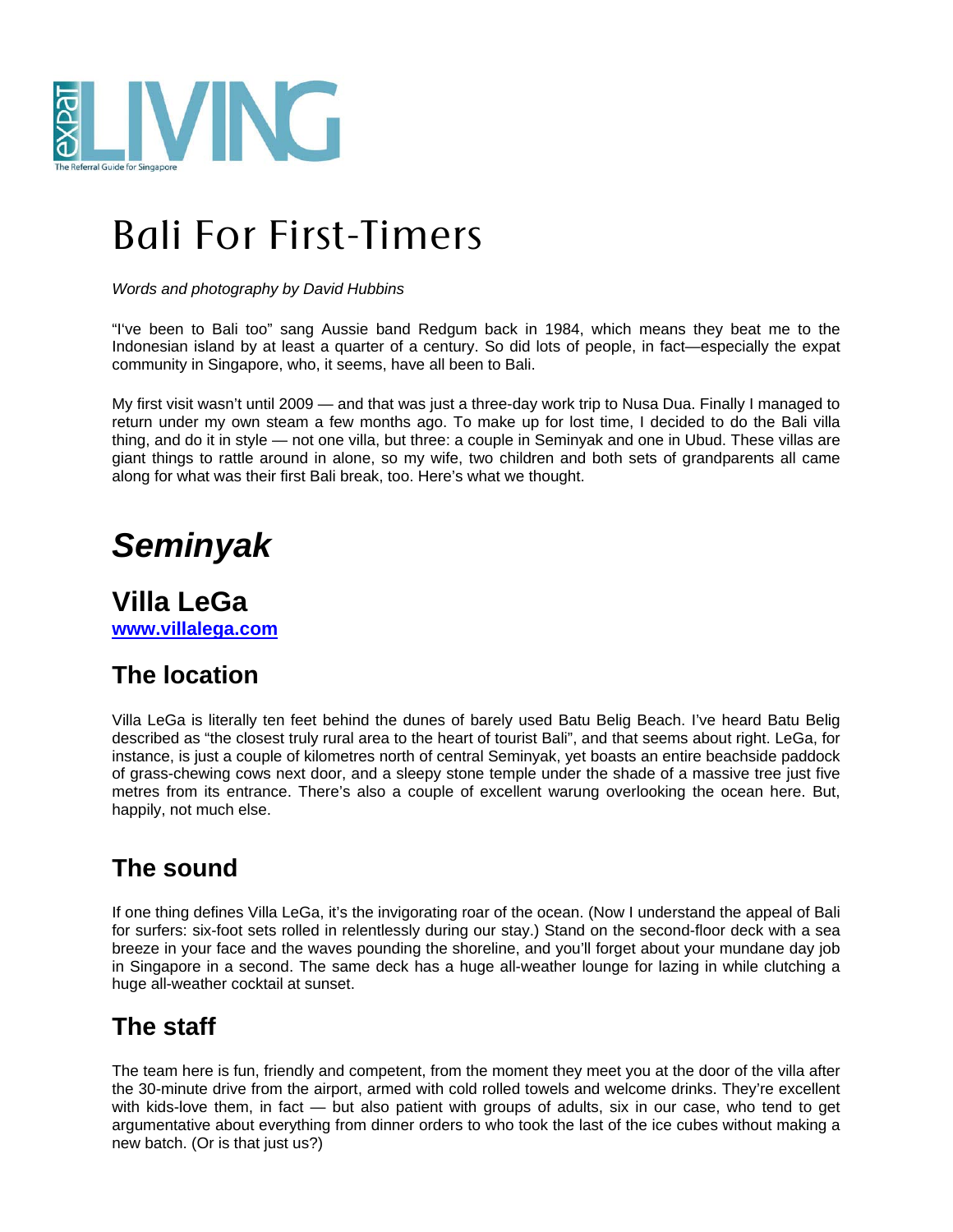# Bali For First-Timers

*Words and photography by David Hubbins*

"I've been to Bali too" sang Aussie band Redgum back in 1984, which means they beat me to the Indonesian island by at least a quarter of a century. So did lots of people, in fact—especially the expat community in Singapore, who, it seems, have all been to Bali.

My first visit wasn't until 2009 — and that was just a three-day work trip to Nusa Dua. Finally I managed to return under my own steam a few months ago. To make up for lost time, I decided to do the Bali villa thing, and do it in style — not one villa, but three: a couple in Seminyak and one in Ubud. These villas are giant things to rattle around in alone, so my wife, two children and both sets of grandparents all came along for what was their first Bali break, too. Here's what we thought.

# *Seminyak*

## Villa LeGa

**www.villalega.com**

### The location

Villa LeGa is literally ten feet behind the dunes of barely used Batu Belig Beach. I've heard Batu Belig described as "the closest truly rural area to the heart of tourist Bali", and that seems about right. LeGa, for instance, is just a couple of kilometres north of central Seminyak, yet boasts an entire beachside paddock of grass-chewing cows next door, and a sleepy stone temple under the shade of a massive tree just five metres from its entrance. There's also a couple of excellent warung overlooking the ocean here. But, happily, not much else.

### The sound

If one thing defines Villa LeGa, it's the invigorating roar of the ocean. (Now I understand the appeal of Bali for surfers: six-foot sets rolled in relentlessly during our stay.) Stand on the second-floor deck with a sea breeze in your face and the waves pounding the shoreline, and you'll forget about your mundane day job in Singapore in a second. The same deck has a huge all-weather lounge for lazing in while clutching a huge all-weather cocktail at sunset.

### The staff

The team here is fun, friendly and competent, from the moment they meet you at the door of the villa after the 30-minute drive from the airport, armed with cold rolled towels and welcome drinks. They're excellent with kids-love them, in fact — but also patient with groups of adults, six in our case, who tend to get argumentative about everything from dinner orders to who took the last of the ice cubes without making a new batch. (Or is that just us?)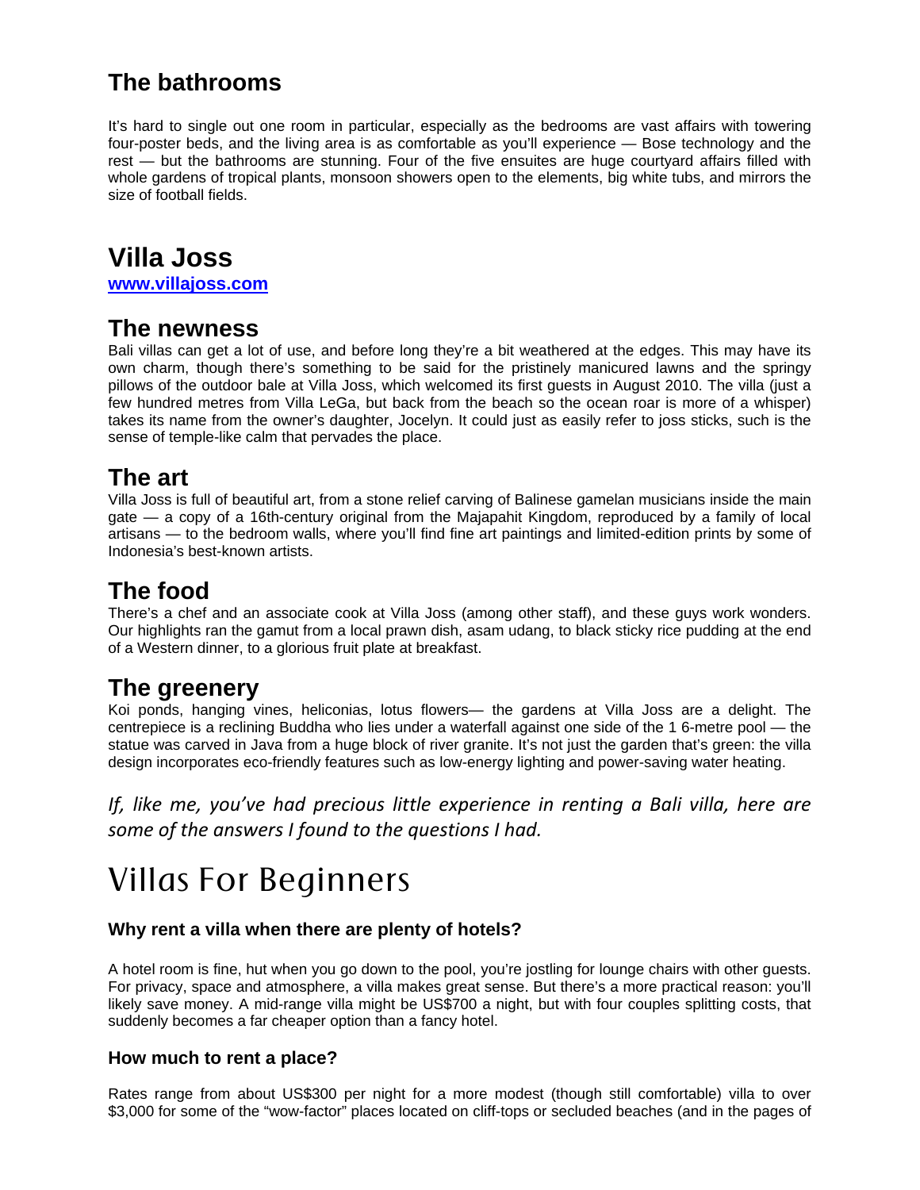## The bathrooms

It's hard to single out one room in particular, especially as the bedrooms are vast affairs with towering four-poster beds, and the living area is as comfortable as you'll experience — Bose technology and the rest — but the bathrooms are stunning. Four of the five ensuites are huge courtyard affairs filled with whole gardens of tropical plants, monsoon showers open to the elements, big white tubs, and mirrors the size of football fields.

# Villa Joss

**www.villajoss.com**

## The newness

Bali villas can get a lot of use, and before long they're a bit weathered at the edges. This may have its own charm, though there's something to be said for the pristinely manicured lawns and the springy pillows of the outdoor bale at Villa Joss, which welcomed its first guests in August 2010. The villa (just a few hundred metres from Villa LeGa, but back from the beach so the ocean roar is more of a whisper) takes its name from the owner's daughter, Jocelyn. It could just as easily refer to joss sticks, such is the sense of temple-like calm that pervades the place.

## The art

Villa Joss is full of beautiful art, from a stone relief carving of Balinese gamelan musicians inside the main gate — a copy of a 16th-century original from the Majapahit Kingdom, reproduced by a family of local artisans — to the bedroom walls, where you'll find fine art paintings and limited-edition prints by some of Indonesia's best-known artists.

## The food

There's a chef and an associate cook at Villa Joss (among other staff), and these guys work wonders. Our highlights ran the gamut from a local prawn dish, asam udang, to black sticky rice pudding at the end of a Western dinner, to a glorious fruit plate at breakfast.

## The greenery

Koi ponds, hanging vines, heliconias, lotus flowers— the gardens at Villa Joss are a delight. The centrepiece is a reclining Buddha who lies under a waterfall against one side of the 1 6-metre pool — the statue was carved in Java from a huge block of river granite. It's not just the garden that's green: the villa design incorporates eco-friendly features such as low-energy lighting and power-saving water heating.

*If, like me, you've had precious little experience in renting a Bali villa, here are some of the answers I found to the questions I had.*

# Villas For Beginners

### Why rent a villa when there are plenty of hotels?

A hotel room is fine, hut when you go down to the pool, you're jostling for lounge chairs with other guests. For privacy, space and atmosphere, a villa makes great sense. But there's a more practical reason: you'll likely save money. A mid-range villa might be US$700 a night, but with four couples splitting costs, that suddenly becomes a far cheaper option than a fancy hotel.

### How much to rent a place?

Rates range from about US$300 per night for a more modest (though still comfortable) villa to over $3,000 for some of the "wow-factor" places located on cliff-tops or secluded beaches (and in the pages of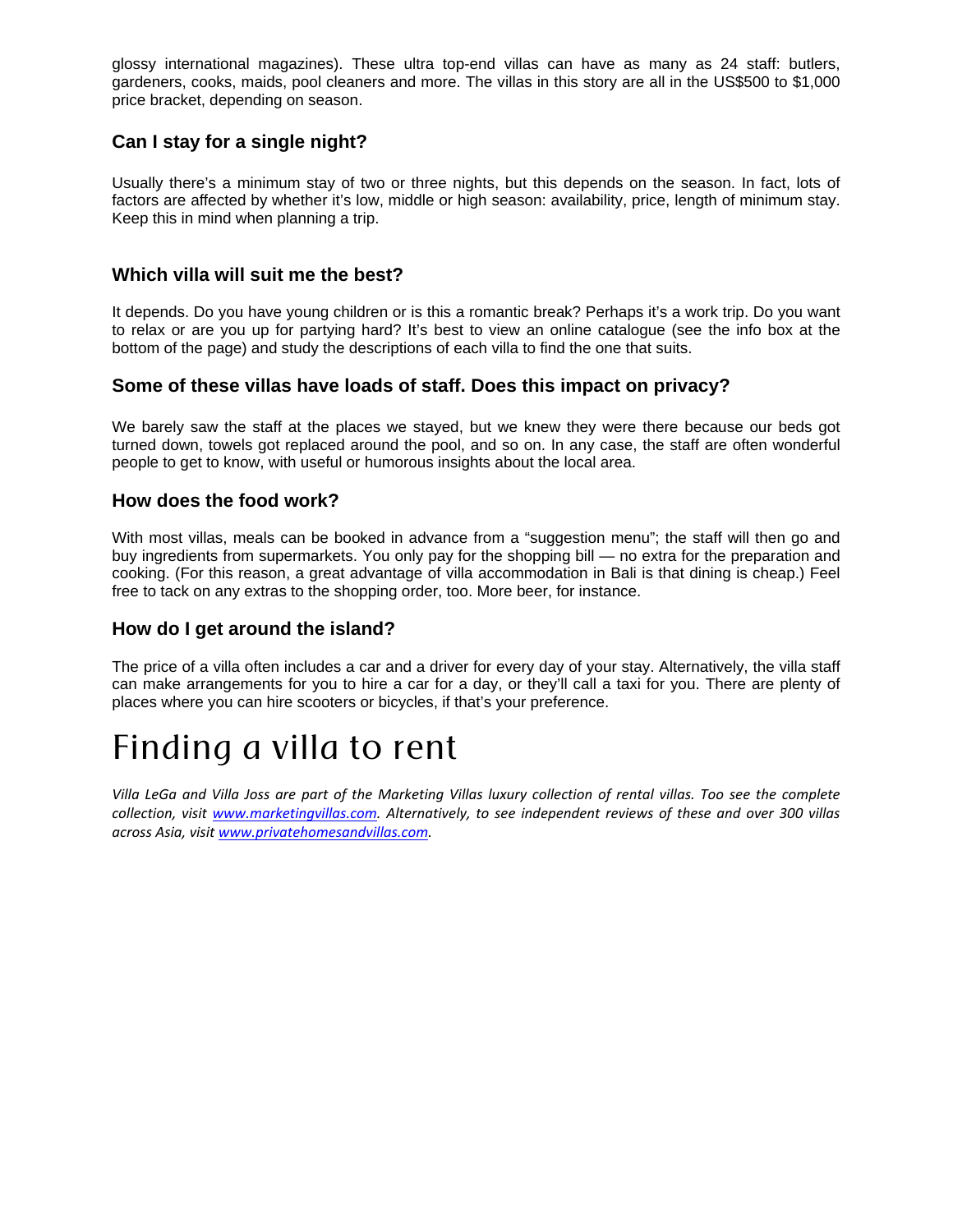glossy international magazines). These ultra top-end villas can have as many as 24 staff: butlers, gardeners, cooks, maids, pool cleaners and more. The villas in this story are all in the US$500 to $1,000 price bracket, depending on season.

### Can I stay for a single night?

Usually there's a minimum stay of two or three nights, but this depends on the season. In fact, lots of factors are affected by whether it's low, middle or high season: availability, price, length of minimum stay. Keep this in mind when planning a trip.

### Which villa will suit me the best?

It depends. Do you have young children or is this a romantic break? Perhaps it's a work trip. Do you want to relax or are you up for partying hard? It's best to view an online catalogue (see the info box at the bottom of the page) and study the descriptions of each villa to find the one that suits.

### Some of these villas have loads of staff. Does this impact on privacy?

We barely saw the staff at the places we stayed, but we knew they were there because our beds got turned down, towels got replaced around the pool, and so on. In any case, the staff are often wonderful people to get to know, with useful or humorous insights about the local area.

### How does the food work?

With most villas, meals can be booked in advance from a "suggestion menu"; the staff will then go and buy ingredients from supermarkets. You only pay for the shopping bill — no extra for the preparation and cooking. (For this reason, a great advantage of villa accommodation in Bali is that dining is cheap.) Feel free to tack on any extras to the shopping order, too. More beer, for instance.

### How do I get around the island?

The price of a villa often includes a car and a driver for every day of your stay. Alternatively, the villa staff can make arrangements for you to hire a car for a day, or they'll call a taxi for you. There are plenty of places where you can hire scooters or bicycles, if that's your preference.

# Finding a villa to rent

*Villa LeGa and Villa Joss are part of the Marketing Villas luxury collection of rental villas. Too see the complete collection, visit www.marketingvillas.com. Alternatively, to see independent reviews of these and over 300 villas across Asia, visit www.privatehomesandvillas.com.*